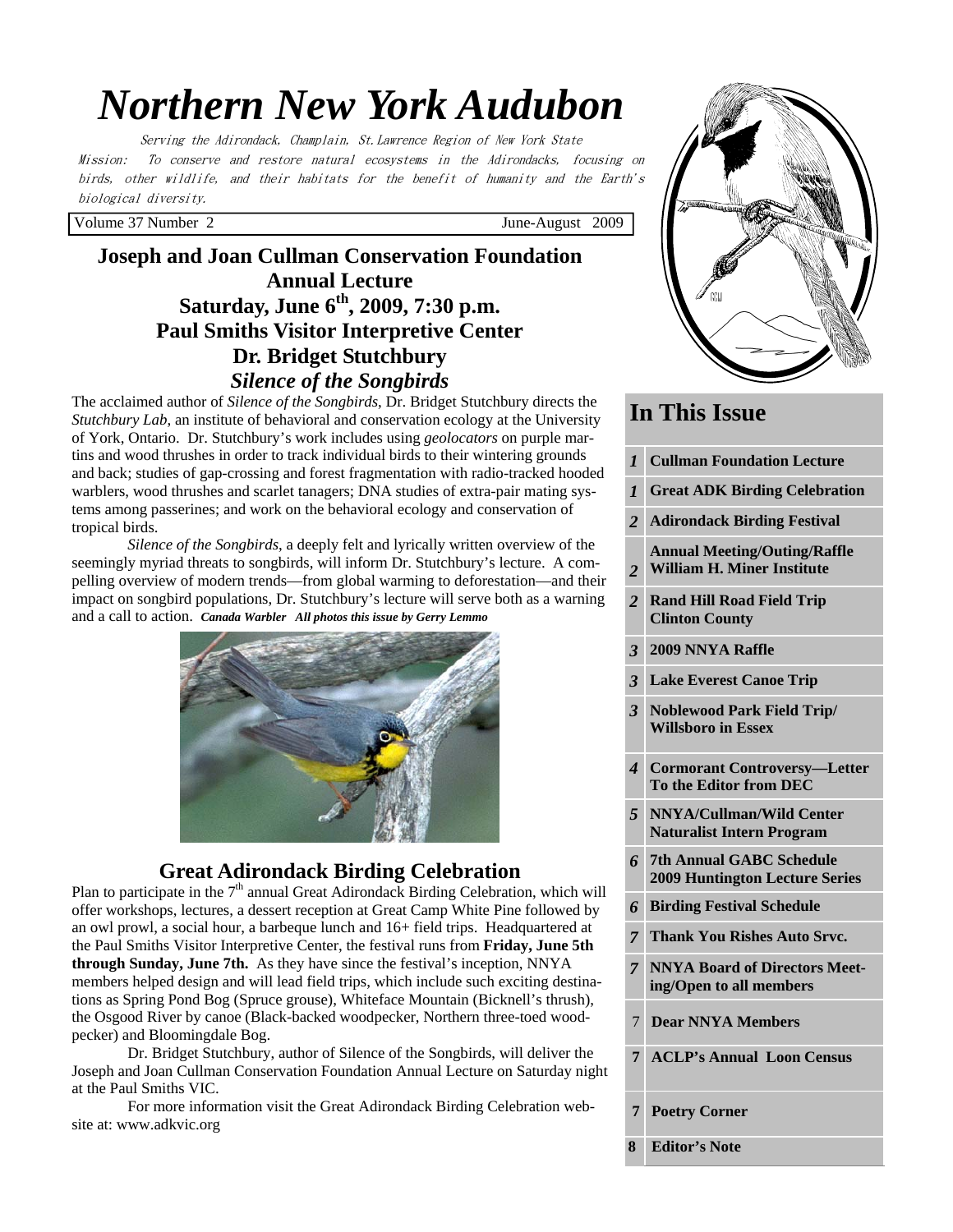# Northern New York Audubon

*Serving the Adirondack, Champlain, St. Lawrence Region of New York State*

*Mission: To conserve and restore natural ecosystems in the Adirondacks, focusing on birds, other wildlife, and their habitats for the benefit of humanity and the Earth's biological diversity.*

Volume 37 Number 2 — June-August 2009

## Joseph and Joan Cullman Conservation Foundation Annual Lecture
## Saturday, June 6th, 2009, 7:30 p.m.
## Paul Smiths Visitor Interpretive Center
## Dr. Bridget Stutchbury
## *Silence of the Songbirds*

The acclaimed author of *Silence of the Songbirds*, Dr. Bridget Stutchbury directs the *Stutchbury Lab*, an institute of behavioral and conservation ecology at the University of York, Ontario. Dr. Stutchbury's work includes using *geolocators* on purple martins and wood thrushes in order to track individual birds to their wintering grounds and back; studies of gap-crossing and forest fragmentation with radio-tracked hooded warblers, wood thrushes and scarlet tanagers; DNA studies of extra-pair mating systems among passerines; and work on the behavioral ecology and conservation of tropical birds.

*Silence of the Songbirds*, a deeply felt and lyrically written overview of the seemingly myriad threats to songbirds, will inform Dr. Stutchbury's lecture. A compelling overview of modern trends—from global warming to deforestation—and their impact on songbird populations, Dr. Stutchbury's lecture will serve both as a warning and a call to action. ***Canada Warbler All photos this issue by Gerry Lemmo***

## Great Adirondack Birding Celebration

Plan to participate in the 7th annual Great Adirondack Birding Celebration, which will offer workshops, lectures, a dessert reception at Great Camp White Pine followed by an owl prowl, a social hour, a barbeque lunch and 16+ field trips. Headquartered at the Paul Smiths Visitor Interpretive Center, the festival runs from **Friday, June 5th through Sunday, June 7th.** As they have since the festival's inception, NNYA members helped design and will lead field trips, which include such exciting destinations as Spring Pond Bog (Spruce grouse), Whiteface Mountain (Bicknell's thrush), the Osgood River by canoe (Black-backed woodpecker, Northern three-toed woodpecker) and Bloomingdale Bog.

Dr. Bridget Stutchbury, author of Silence of the Songbirds, will deliver the Joseph and Joan Cullman Conservation Foundation Annual Lecture on Saturday night at the Paul Smiths VIC.

For more information visit the Great Adirondack Birding Celebration website at: www.adkvic.org

## In This Issue

| Page | Article |
|---|---|
| 1 | Cullman Foundation Lecture |
| 1 | Great ADK Birding Celebration |
| 2 | Adirondack Birding Festival |
| 2 | Annual Meeting/Outing/Raffle William H. Miner Institute |
| 2 | Rand Hill Road Field Trip Clinton County |
| 3 | 2009 NNYA Raffle |
| 3 | Lake Everest Canoe Trip |
| 3 | Noblewood Park Field Trip/ Willsboro in Essex |
| 4 | Cormorant Controversy—Letter To the Editor from DEC |
| 5 | NNYA/Cullman/Wild Center Naturalist Intern Program |
| 6 | 7th Annual GABC Schedule 2009 Huntington Lecture Series |
| 6 | Birding Festival Schedule |
| 7 | Thank You Rishes Auto Srvc. |
| 7 | NNYA Board of Directors Meeting/Open to all members |
| 7 | Dear NNYA Members |
| 7 | ACLP's Annual Loon Census |
| 7 | Poetry Corner |
| 8 | Editor's Note |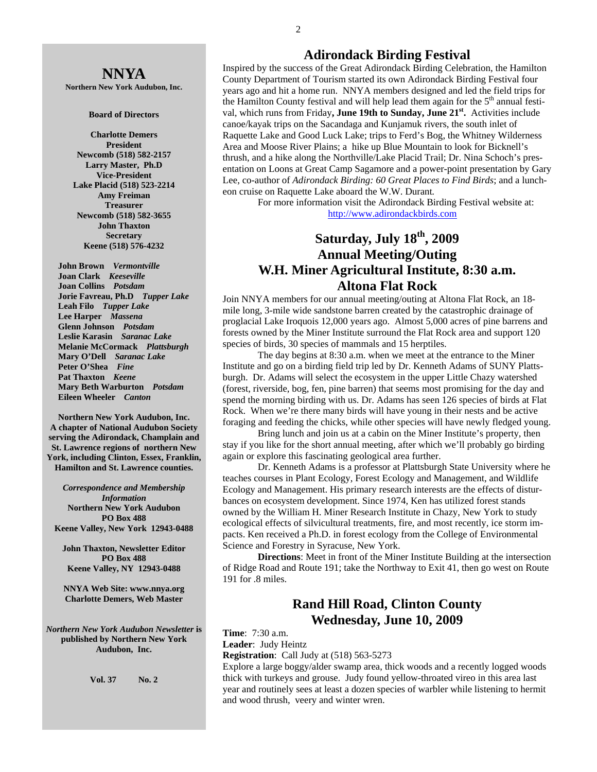## NNYA

**Northern New York Audubon, Inc.**

**Board of Directors**

**Charlotte Demers**
**President**
**Newcomb (518) 582-2157**
**Larry Master, Ph.D**
**Vice-President**
**Lake Placid (518) 523-2214**
**Amy Freiman**
**Treasurer**
**Newcomb (518) 582-3655**
**John Thaxton**
**Secretary**
**Keene (518) 576-4232**

**John Brown** ***Vermontville***
**Joan Clark** ***Keeseville***
**Joan Collins** ***Potsdam***
**Jorie Favreau, Ph.D** ***Tupper Lake***
**Leah Filo** ***Tupper Lake***
**Lee Harper** ***Massena***
**Glenn Johnson** ***Potsdam***
**Leslie Karasin** ***Saranac Lake***
**Melanie McCormack** ***Plattsburgh***
**Mary O'Dell** ***Saranac Lake***
**Peter O'Shea** ***Fine***
**Pat Thaxton** ***Keene***
**Mary Beth Warburton** ***Potsdam***
**Eileen Wheeler** ***Canton***

**Northern New York Audubon, Inc. A chapter of National Audubon Society serving the Adirondack, Champlain and St. Lawrence regions of northern New York, including Clinton, Essex, Franklin, Hamilton and St. Lawrence counties.**

***Correspondence and Membership Information***
**Northern New York Audubon**
**PO Box 488**
**Keene Valley, New York 12943-0488**

**John Thaxton, Newsletter Editor**
**PO Box 488**
**Keene Valley, NY 12943-0488**

**NNYA Web Site: www.nnya.org**
**Charlotte Demers, Web Master**

***Northern New York Audubon Newsletter*** **is published by Northern New York Audubon, Inc.**

**Vol. 37 No. 2**

## Adirondack Birding Festival

Inspired by the success of the Great Adirondack Birding Celebration, the Hamilton County Department of Tourism started its own Adirondack Birding Festival four years ago and hit a home run. NNYA members designed and led the field trips for the Hamilton County festival and will help lead them again for the 5th annual festival, which runs from Friday**, June 19th to Sunday, June 21st.** Activities include canoe/kayak trips on the Sacandaga and Kunjamuk rivers, the south inlet of Raquette Lake and Good Luck Lake; trips to Ferd's Bog, the Whitney Wilderness Area and Moose River Plains; a hike up Blue Mountain to look for Bicknell's thrush, and a hike along the Northville/Lake Placid Trail; Dr. Nina Schoch's presentation on Loons at Great Camp Sagamore and a power-point presentation by Gary Lee, co-author of *Adirondack Birding: 60 Great Places to Find Birds*; and a luncheon cruise on Raquette Lake aboard the W.W. Durant.

For more information visit the Adirondack Birding Festival website at: http://www.adirondackbirds.com

## Saturday, July 18th, 2009
## Annual Meeting/Outing
## W.H. Miner Agricultural Institute, 8:30 a.m.
## Altona Flat Rock

Join NNYA members for our annual meeting/outing at Altona Flat Rock, an 18-mile long, 3-mile wide sandstone barren created by the catastrophic drainage of proglacial Lake Iroquois 12,000 years ago. Almost 5,000 acres of pine barrens and forests owned by the Miner Institute surround the Flat Rock area and support 120 species of birds, 30 species of mammals and 15 herptiles.

The day begins at 8:30 a.m. when we meet at the entrance to the Miner Institute and go on a birding field trip led by Dr. Kenneth Adams of SUNY Plattsburgh. Dr. Adams will select the ecosystem in the upper Little Chazy watershed (forest, riverside, bog, fen, pine barren) that seems most promising for the day and spend the morning birding with us. Dr. Adams has seen 126 species of birds at Flat Rock. When we're there many birds will have young in their nests and be active foraging and feeding the chicks, while other species will have newly fledged young.

Bring lunch and join us at a cabin on the Miner Institute's property, then stay if you like for the short annual meeting, after which we'll probably go birding again or explore this fascinating geological area further.

Dr. Kenneth Adams is a professor at Plattsburgh State University where he teaches courses in Plant Ecology, Forest Ecology and Management, and Wildlife Ecology and Management. His primary research interests are the effects of disturbances on ecosystem development. Since 1974, Ken has utilized forest stands owned by the William H. Miner Research Institute in Chazy, New York to study ecological effects of silvicultural treatments, fire, and most recently, ice storm impacts. Ken received a Ph.D. in forest ecology from the College of Environmental Science and Forestry in Syracuse, New York.

**Directions**: Meet in front of the Miner Institute Building at the intersection of Ridge Road and Route 191; take the Northway to Exit 41, then go west on Route 191 for .8 miles.

## Rand Hill Road, Clinton County
## Wednesday, June 10, 2009

**Time**: 7:30 a.m.
**Leader**: Judy Heintz
**Registration**: Call Judy at (518) 563-5273

Explore a large boggy/alder swamp area, thick woods and a recently logged woods thick with turkeys and grouse. Judy found yellow-throated vireo in this area last year and routinely sees at least a dozen species of warbler while listening to hermit and wood thrush, veery and winter wren.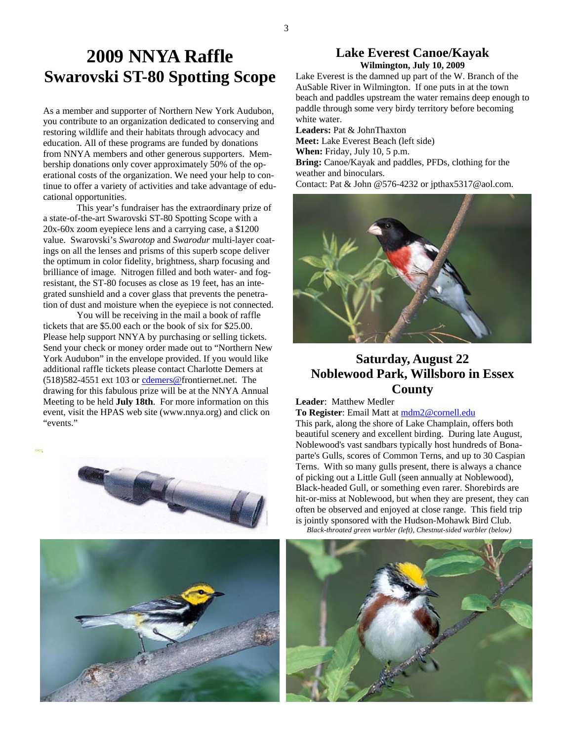# 2009 NNYA Raffle Swarovski ST-80 Spotting Scope

As a member and supporter of Northern New York Audubon, you contribute to an organization dedicated to conserving and restoring wildlife and their habitats through advocacy and education. All of these programs are funded by donations from NNYA members and other generous supporters. Membership donations only cover approximately 50% of the operational costs of the organization. We need your help to continue to offer a variety of activities and take advantage of educational opportunities.

This year's fundraiser has the extraordinary prize of a state-of-the-art Swarovski ST-80 Spotting Scope with a 20x-60x zoom eyepiece lens and a carrying case, a $1200 value. Swarovski's *Swarotop* and *Swarodur* multi-layer coatings on all the lenses and prisms of this superb scope deliver the optimum in color fidelity, brightness, sharp focusing and brilliance of image. Nitrogen filled and both water- and fog-resistant, the ST-80 focuses as close as 19 feet, has an integrated sunshield and a cover glass that prevents the penetration of dust and moisture when the eyepiece is not connected.

You will be receiving in the mail a book of raffle tickets that are $5.00 each or the book of six for $25.00. Please help support NNYA by purchasing or selling tickets. Send your check or money order made out to "Northern New York Audubon" in the envelope provided. If you would like additional raffle tickets please contact Charlotte Demers at (518)582-4551 ext 103 or cdemers@frontiernet.net. The drawing for this fabulous prize will be at the NNYA Annual Meeting to be held **July 18th**. For more information on this event, visit the HPAS web site (www.nnya.org) and click on "events."

## Lake Everest Canoe/Kayak

**Wilmington, July 10, 2009**

Lake Everest is the damned up part of the W. Branch of the AuSable River in Wilmington. If one puts in at the town beach and paddles upstream the water remains deep enough to paddle through some very birdy territory before becoming white water.

**Leaders:** Pat & JohnThaxton
**Meet:** Lake Everest Beach (left side)
**When:** Friday, July 10, 5 p.m.
**Bring:** Canoe/Kayak and paddles, PFDs, clothing for the weather and binoculars.
Contact: Pat & John @576-4232 or jpthax5317@aol.com.

## Saturday, August 22 Noblewood Park, Willsboro in Essex County

**Leader**: Matthew Medler
**To Register**: Email Matt at mdm2@cornell.edu

This park, along the shore of Lake Champlain, offers both beautiful scenery and excellent birding. During late August, Noblewood's vast sandbars typically host hundreds of Bonaparte's Gulls, scores of Common Terns, and up to 30 Caspian Terns. With so many gulls present, there is always a chance of picking out a Little Gull (seen annually at Noblewood), Black-headed Gull, or something even rarer. Shorebirds are hit-or-miss at Noblewood, but when they are present, they can often be observed and enjoyed at close range. This field trip is jointly sponsored with the Hudson-Mohawk Bird Club.

*Black-throated green warbler (left), Chestnut-sided warbler (below)*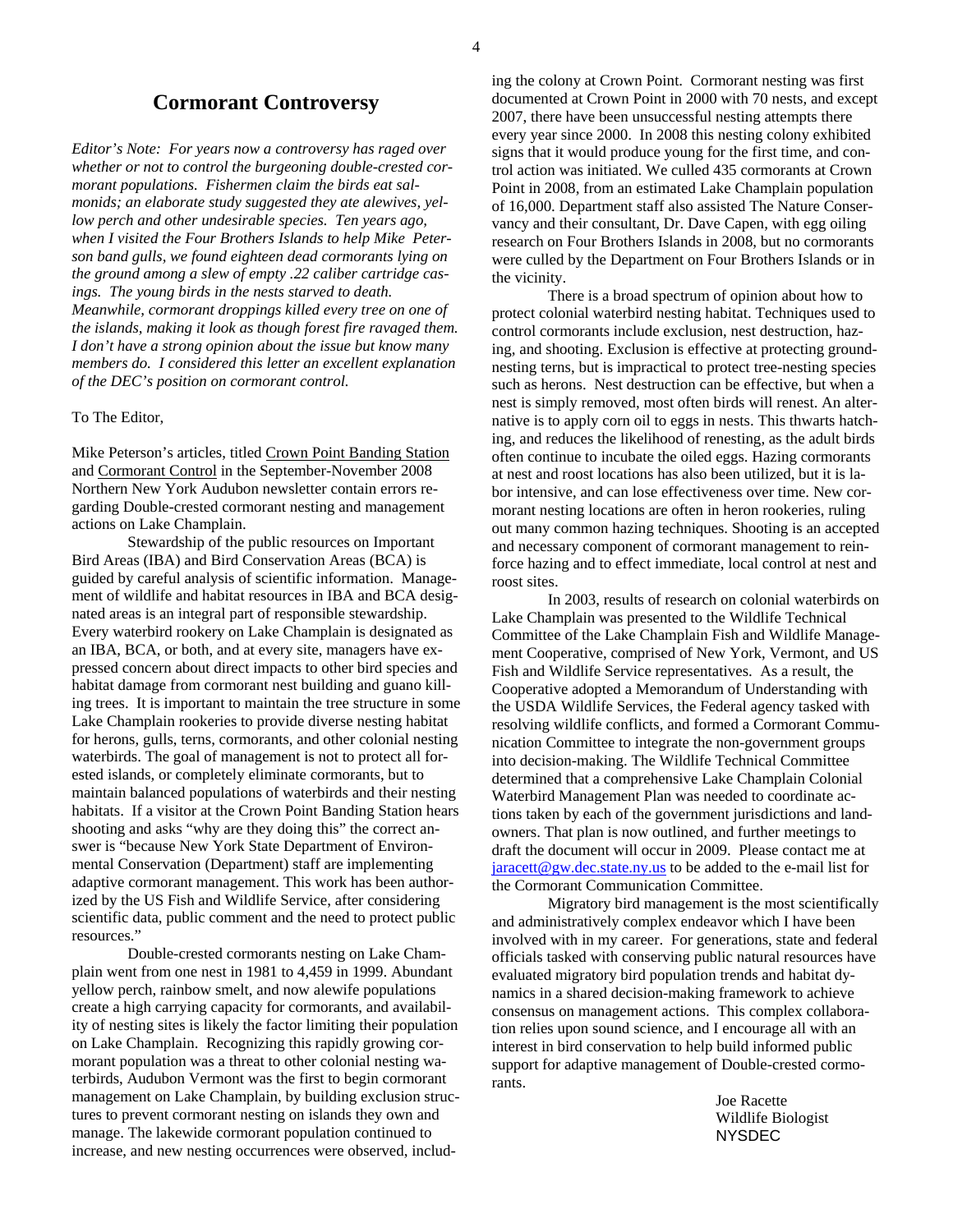# Cormorant Controversy

*Editor's Note: For years now a controversy has raged over whether or not to control the burgeoning double-crested cormorant populations. Fishermen claim the birds eat salmonids; an elaborate study suggested they ate alewives, yellow perch and other undesirable species. Ten years ago, when I visited the Four Brothers Islands to help Mike Peterson band gulls, we found eighteen dead cormorants lying on the ground among a slew of empty .22 caliber cartridge casings. The young birds in the nests starved to death. Meanwhile, cormorant droppings killed every tree on one of the islands, making it look as though forest fire ravaged them. I don't have a strong opinion about the issue but know many members do. I considered this letter an excellent explanation of the DEC's position on cormorant control.*

To The Editor,

Mike Peterson's articles, titled Crown Point Banding Station and Cormorant Control in the September-November 2008 Northern New York Audubon newsletter contain errors regarding Double-crested cormorant nesting and management actions on Lake Champlain.

Stewardship of the public resources on Important Bird Areas (IBA) and Bird Conservation Areas (BCA) is guided by careful analysis of scientific information. Management of wildlife and habitat resources in IBA and BCA designated areas is an integral part of responsible stewardship. Every waterbird rookery on Lake Champlain is designated as an IBA, BCA, or both, and at every site, managers have expressed concern about direct impacts to other bird species and habitat damage from cormorant nest building and guano killing trees. It is important to maintain the tree structure in some Lake Champlain rookeries to provide diverse nesting habitat for herons, gulls, terns, cormorants, and other colonial nesting waterbirds. The goal of management is not to protect all forested islands, or completely eliminate cormorants, but to maintain balanced populations of waterbirds and their nesting habitats. If a visitor at the Crown Point Banding Station hears shooting and asks "why are they doing this" the correct answer is "because New York State Department of Environmental Conservation (Department) staff are implementing adaptive cormorant management. This work has been authorized by the US Fish and Wildlife Service, after considering scientific data, public comment and the need to protect public resources."

Double-crested cormorants nesting on Lake Champlain went from one nest in 1981 to 4,459 in 1999. Abundant yellow perch, rainbow smelt, and now alewife populations create a high carrying capacity for cormorants, and availability of nesting sites is likely the factor limiting their population on Lake Champlain. Recognizing this rapidly growing cormorant population was a threat to other colonial nesting waterbirds, Audubon Vermont was the first to begin cormorant management on Lake Champlain, by building exclusion structures to prevent cormorant nesting on islands they own and manage. The lakewide cormorant population continued to increase, and new nesting occurrences were observed, including the colony at Crown Point. Cormorant nesting was first documented at Crown Point in 2000 with 70 nests, and except 2007, there have been unsuccessful nesting attempts there every year since 2000. In 2008 this nesting colony exhibited signs that it would produce young for the first time, and control action was initiated. We culled 435 cormorants at Crown Point in 2008, from an estimated Lake Champlain population of 16,000. Department staff also assisted The Nature Conservancy and their consultant, Dr. Dave Capen, with egg oiling research on Four Brothers Islands in 2008, but no cormorants were culled by the Department on Four Brothers Islands or in the vicinity.

There is a broad spectrum of opinion about how to protect colonial waterbird nesting habitat. Techniques used to control cormorants include exclusion, nest destruction, hazing, and shooting. Exclusion is effective at protecting ground-nesting terns, but is impractical to protect tree-nesting species such as herons. Nest destruction can be effective, but when a nest is simply removed, most often birds will renest. An alternative is to apply corn oil to eggs in nests. This thwarts hatching, and reduces the likelihood of renesting, as the adult birds often continue to incubate the oiled eggs. Hazing cormorants at nest and roost locations has also been utilized, but it is labor intensive, and can lose effectiveness over time. New cormorant nesting locations are often in heron rookeries, ruling out many common hazing techniques. Shooting is an accepted and necessary component of cormorant management to reinforce hazing and to effect immediate, local control at nest and roost sites.

In 2003, results of research on colonial waterbirds on Lake Champlain was presented to the Wildlife Technical Committee of the Lake Champlain Fish and Wildlife Management Cooperative, comprised of New York, Vermont, and US Fish and Wildlife Service representatives. As a result, the Cooperative adopted a Memorandum of Understanding with the USDA Wildlife Services, the Federal agency tasked with resolving wildlife conflicts, and formed a Cormorant Communication Committee to integrate the non-government groups into decision-making. The Wildlife Technical Committee determined that a comprehensive Lake Champlain Colonial Waterbird Management Plan was needed to coordinate actions taken by each of the government jurisdictions and landowners. That plan is now outlined, and further meetings to draft the document will occur in 2009. Please contact me at jaracett@gw.dec.state.ny.us to be added to the e-mail list for the Cormorant Communication Committee.

Migratory bird management is the most scientifically and administratively complex endeavor which I have been involved with in my career. For generations, state and federal officials tasked with conserving public natural resources have evaluated migratory bird population trends and habitat dynamics in a shared decision-making framework to achieve consensus on management actions. This complex collaboration relies upon sound science, and I encourage all with an interest in bird conservation to help build informed public support for adaptive management of Double-crested cormorants.

Joe Racette
Wildlife Biologist
NYSDEC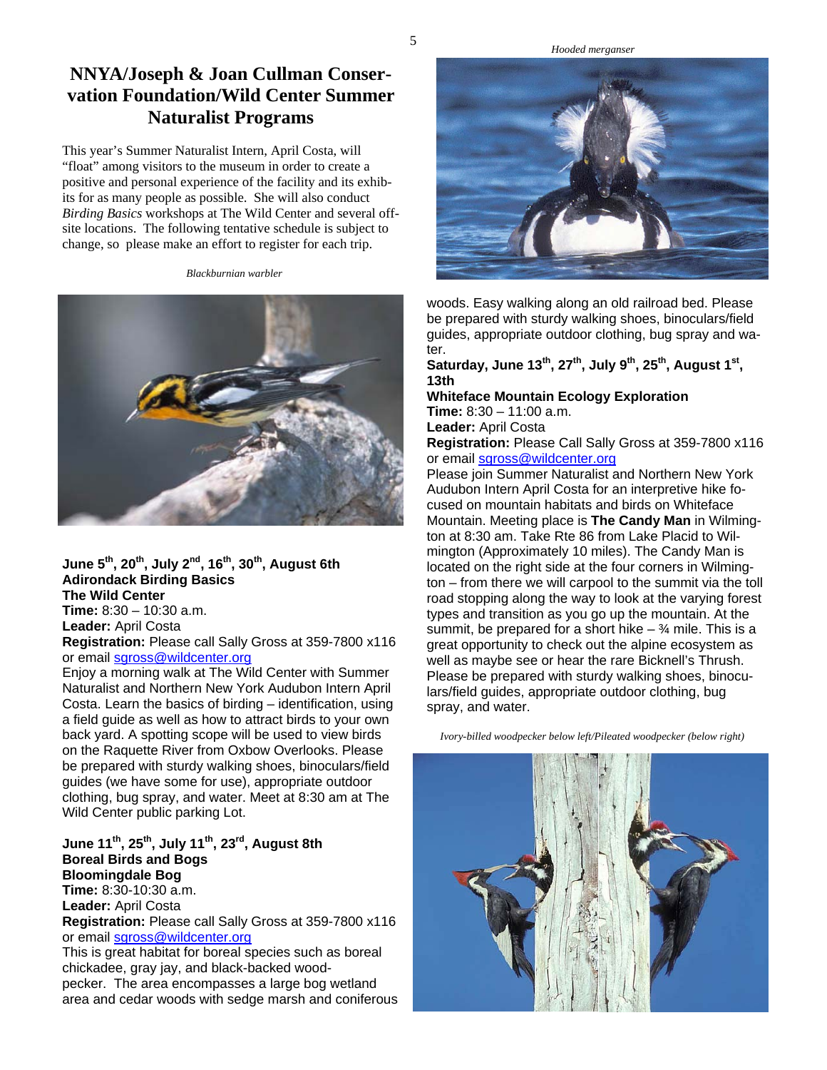# NNYA/Joseph & Joan Cullman Conservation Foundation/Wild Center Summer Naturalist Programs

This year's Summer Naturalist Intern, April Costa, will "float" among visitors to the museum in order to create a positive and personal experience of the facility and its exhibits for as many people as possible. She will also conduct *Birding Basics* workshops at The Wild Center and several off-site locations. The following tentative schedule is subject to change, so please make an effort to register for each trip.

*Blackburnian warbler*

**June 5th, 20th, July 2nd, 16th, 30th, August 6th**
**Adirondack Birding Basics**
**The Wild Center**
**Time:** 8:30 – 10:30 a.m.
**Leader:** April Costa
**Registration:** Please call Sally Gross at 359-7800 x116 or email sgross@wildcenter.org

Enjoy a morning walk at The Wild Center with Summer Naturalist and Northern New York Audubon Intern April Costa. Learn the basics of birding – identification, using a field guide as well as how to attract birds to your own back yard. A spotting scope will be used to view birds on the Raquette River from Oxbow Overlooks. Please be prepared with sturdy walking shoes, binoculars/field guides (we have some for use), appropriate outdoor clothing, bug spray, and water. Meet at 8:30 am at The Wild Center public parking Lot.

**June 11th, 25th, July 11th, 23rd, August 8th**
**Boreal Birds and Bogs**
**Bloomingdale Bog**
**Time:** 8:30-10:30 a.m.
**Leader:** April Costa
**Registration:** Please call Sally Gross at 359-7800 x116 or email sgross@wildcenter.org

This is great habitat for boreal species such as boreal chickadee, gray jay, and black-backed woodpecker. The area encompasses a large bog wetland area and cedar woods with sedge marsh and coniferous woods. Easy walking along an old railroad bed. Please be prepared with sturdy walking shoes, binoculars/field guides, appropriate outdoor clothing, bug spray and water.

*Hooded merganser*

**Saturday, June 13th, 27th, July 9th, 25th, August 1st, 13th**
**Whiteface Mountain Ecology Exploration**
**Time:** 8:30 – 11:00 a.m.
**Leader:** April Costa
**Registration:** Please Call Sally Gross at 359-7800 x116 or email sgross@wildcenter.org

Please join Summer Naturalist and Northern New York Audubon Intern April Costa for an interpretive hike focused on mountain habitats and birds on Whiteface Mountain. Meeting place is **The Candy Man** in Wilmington at 8:30 am. Take Rte 86 from Lake Placid to Wilmington (Approximately 10 miles). The Candy Man is located on the right side at the four corners in Wilmington – from there we will carpool to the summit via the toll road stopping along the way to look at the varying forest types and transition as you go up the mountain. At the summit, be prepared for a short hike – ¾ mile. This is a great opportunity to check out the alpine ecosystem as well as maybe see or hear the rare Bicknell's Thrush. Please be prepared with sturdy walking shoes, binoculars/field guides, appropriate outdoor clothing, bug spray, and water.

*Ivory-billed woodpecker below left/Pileated woodpecker (below right)*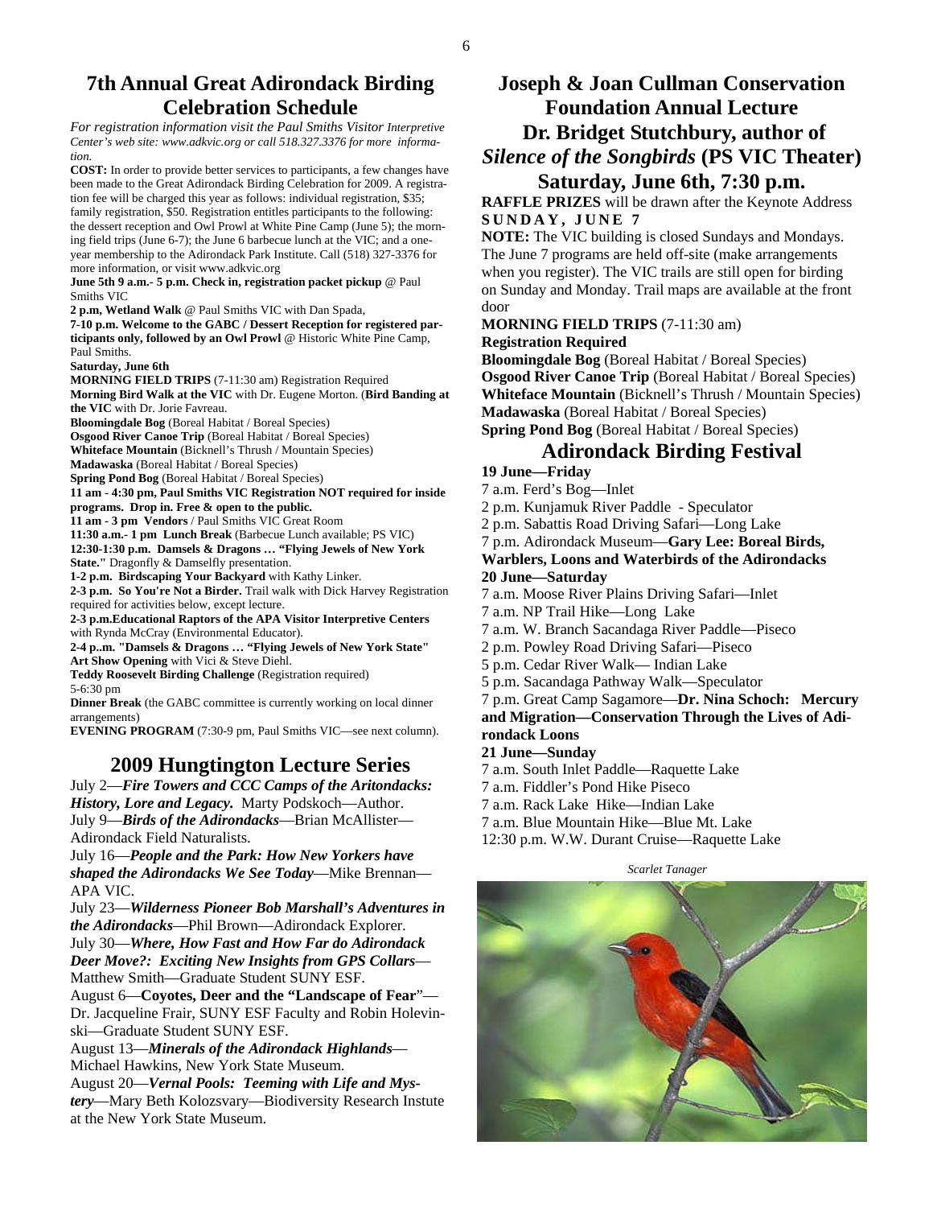## 7th Annual Great Adirondack Birding Celebration Schedule

*For registration information visit the Paul Smiths Visitor Interpretive Center's web site: www.adkvic.org or call 518.327.3376 for more information.*

**COST:** In order to provide better services to participants, a few changes have been made to the Great Adirondack Birding Celebration for 2009. A registration fee will be charged this year as follows: individual registration, $35; family registration, $50. Registration entitles participants to the following: the dessert reception and Owl Prowl at White Pine Camp (June 5); the morning field trips (June 6-7); the June 6 barbecue lunch at the VIC; and a one-year membership to the Adirondack Park Institute. Call (518) 327-3376 for more information, or visit www.adkvic.org

**June 5th 9 a.m.- 5 p.m. Check in, registration packet pickup** @ Paul Smiths VIC

**2 p.m, Wetland Walk** @ Paul Smiths VIC with Dan Spada,

**7-10 p.m. Welcome to the GABC / Dessert Reception for registered participants only, followed by an Owl Prowl** @ Historic White Pine Camp, Paul Smiths.

**Saturday, June 6th**

**MORNING FIELD TRIPS** (7-11:30 am) Registration Required

**Morning Bird Walk at the VIC** with Dr. Eugene Morton. (**Bird Banding at the VIC** with Dr. Jorie Favreau.

**Bloomingdale Bog** (Boreal Habitat / Boreal Species)

**Osgood River Canoe Trip** (Boreal Habitat / Boreal Species)

**Whiteface Mountain** (Bicknell's Thrush / Mountain Species)

**Madawaska** (Boreal Habitat / Boreal Species)

**Spring Pond Bog** (Boreal Habitat / Boreal Species)

**11 am - 4:30 pm, Paul Smiths VIC Registration NOT required for inside programs. Drop in. Free & open to the public.**

**11 am - 3 pm Vendors** / Paul Smiths VIC Great Room

**11:30 a.m.- 1 pm Lunch Break** (Barbecue Lunch available; PS VIC)

**12:30-1:30 p.m. Damsels & Dragons … "Flying Jewels of New York State."** Dragonfly & Damselfly presentation.

**1-2 p.m. Birdscaping Your Backyard** with Kathy Linker.

**2-3 p.m. So You're Not a Birder.** Trail walk with Dick Harvey Registration required for activities below, except lecture.

**2-3 p.m.Educational Raptors of the APA Visitor Interpretive Centers** with Rynda McCray (Environmental Educator).

**2-4 p..m. "Damsels & Dragons … "Flying Jewels of New York State" Art Show Opening** with Vici & Steve Diehl.

**Teddy Roosevelt Birding Challenge** (Registration required) 5-6:30 pm

**Dinner Break** (the GABC committee is currently working on local dinner arrangements)

**EVENING PROGRAM** (7:30-9 pm, Paul Smiths VIC—see next column).

## 2009 Hungtington Lecture Series

July 2—***Fire Towers and CCC Camps of the Aritondacks: History, Lore and Legacy.*** Marty Podskoch—Author.

July 9—***Birds of the Adirondacks***—Brian McAllister—Adirondack Field Naturalists.

July 16—***People and the Park: How New Yorkers have shaped the Adirondacks We See Today***—Mike Brennan—APA VIC.

July 23—***Wilderness Pioneer Bob Marshall's Adventures in the Adirondacks***—Phil Brown—Adirondack Explorer.

July 30—***Where, How Fast and How Far do Adirondack Deer Move?: Exciting New Insights from GPS Collars***—Matthew Smith—Graduate Student SUNY ESF.

August 6—**Coyotes, Deer and the "Landscape of Fear"**—Dr. Jacqueline Frair, SUNY ESF Faculty and Robin Holevinski—Graduate Student SUNY ESF.

August 13—***Minerals of the Adirondack Highlands***—Michael Hawkins, New York State Museum.

August 20—***Vernal Pools: Teeming with Life and Mystery***—Mary Beth Kolozsvary—Biodiversity Research Instute at the New York State Museum.

## Joseph & Joan Cullman Conservation Foundation Annual Lecture

## Dr. Bridget Stutchbury, author of *Silence of the Songbirds* (PS VIC Theater)

## Saturday, June 6th, 7:30 p.m.

**RAFFLE PRIZES** will be drawn after the Keynote Address

**SUNDAY, JUNE 7**

**NOTE:** The VIC building is closed Sundays and Mondays. The June 7 programs are held off-site (make arrangements when you register). The VIC trails are still open for birding on Sunday and Monday. Trail maps are available at the front door

**MORNING FIELD TRIPS** (7-11:30 am)

**Registration Required**

**Bloomingdale Bog** (Boreal Habitat / Boreal Species)

**Osgood River Canoe Trip** (Boreal Habitat / Boreal Species)

**Whiteface Mountain** (Bicknell's Thrush / Mountain Species)

**Madawaska** (Boreal Habitat / Boreal Species)

**Spring Pond Bog** (Boreal Habitat / Boreal Species)

## Adirondack Birding Festival

**19 June—Friday**

7 a.m. Ferd's Bog—Inlet

2 p.m. Kunjamuk River Paddle - Speculator

2 p.m. Sabattis Road Driving Safari—Long Lake

7 p.m. Adirondack Museum—**Gary Lee: Boreal Birds, Warblers, Loons and Waterbirds of the Adirondacks**

**20 June—Saturday**

7 a.m. Moose River Plains Driving Safari—Inlet

7 a.m. NP Trail Hike—Long Lake

7 a.m. W. Branch Sacandaga River Paddle—Piseco

2 p.m. Powley Road Driving Safari—Piseco

5 p.m. Cedar River Walk— Indian Lake

5 p.m. Sacandaga Pathway Walk—Speculator

7 p.m. Great Camp Sagamore—**Dr. Nina Schoch: Mercury and Migration—Conservation Through the Lives of Adirondack Loons**

**21 June—Sunday**

7 a.m. South Inlet Paddle—Raquette Lake

7 a.m. Fiddler's Pond Hike Piseco

7 a.m. Rack Lake Hike—Indian Lake

7 a.m. Blue Mountain Hike—Blue Mt. Lake

12:30 p.m. W.W. Durant Cruise—Raquette Lake

*Scarlet Tanager*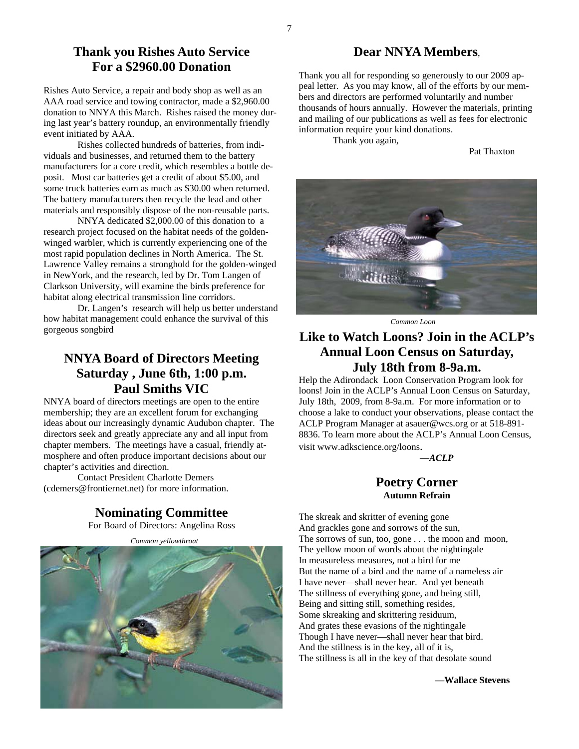## Thank you Rishes Auto Service For a $2960.00 Donation

Rishes Auto Service, a repair and body shop as well as an AAA road service and towing contractor, made a $2,960.00 donation to NNYA this March. Rishes raised the money during last year's battery roundup, an environmentally friendly event initiated by AAA.

Rishes collected hundreds of batteries, from individuals and businesses, and returned them to the battery manufacturers for a core credit, which resembles a bottle deposit. Most car batteries get a credit of about $5.00, and some truck batteries earn as much as $30.00 when returned. The battery manufacturers then recycle the lead and other materials and responsibly dispose of the non-reusable parts.

NNYA dedicated $2,000.00 of this donation to a research project focused on the habitat needs of the golden-winged warbler, which is currently experiencing one of the most rapid population declines in North America. The St. Lawrence Valley remains a stronghold for the golden-winged in NewYork, and the research, led by Dr. Tom Langen of Clarkson University, will examine the birds preference for habitat along electrical transmission line corridors.

Dr. Langen's research will help us better understand how habitat management could enhance the survival of this gorgeous songbird

## NNYA Board of Directors Meeting Saturday , June 6th, 1:00 p.m. Paul Smiths VIC

NNYA board of directors meetings are open to the entire membership; they are an excellent forum for exchanging ideas about our increasingly dynamic Audubon chapter. The directors seek and greatly appreciate any and all input from chapter members. The meetings have a casual, friendly atmosphere and often produce important decisions about our chapter's activities and direction.

Contact President Charlotte Demers (cdemers@frontiernet.net) for more information.

## Nominating Committee

For Board of Directors: Angelina Ross

*Common yellowthroat*

## Dear NNYA Members,

Thank you all for responding so generously to our 2009 appeal letter. As you may know, all of the efforts by our members and directors are performed voluntarily and number thousands of hours annually. However the materials, printing and mailing of our publications as well as fees for electronic information require your kind donations.

Thank you again,

Pat Thaxton

*Common Loon*

## Like to Watch Loons? Join in the ACLP's Annual Loon Census on Saturday, July 18th from 8-9a.m.

Help the Adirondack Loon Conservation Program look for loons! Join in the ACLP's Annual Loon Census on Saturday, July 18th, 2009, from 8-9a.m. For more information or to choose a lake to conduct your observations, please contact the ACLP Program Manager at asauer@wcs.org or at 518-891-8836. To learn more about the ACLP's Annual Loon Census, visit www.adkscience.org/loons.

—*ACLP*

## Poetry Corner

**Autumn Refrain**

The skreak and skritter of evening gone  
And grackles gone and sorrows of the sun,  
The sorrows of sun, too, gone . . . the moon and moon,  
The yellow moon of words about the nightingale  
In measureless measures, not a bird for me  
But the name of a bird and the name of a nameless air  
I have never—shall never hear. And yet beneath  
The stillness of everything gone, and being still,  
Being and sitting still, something resides,  
Some skreaking and skrittering residuum,  
And grates these evasions of the nightingale  
Though I have never—shall never hear that bird.  
And the stillness is in the key, all of it is,  
The stillness is all in the key of that desolate sound

**—Wallace Stevens**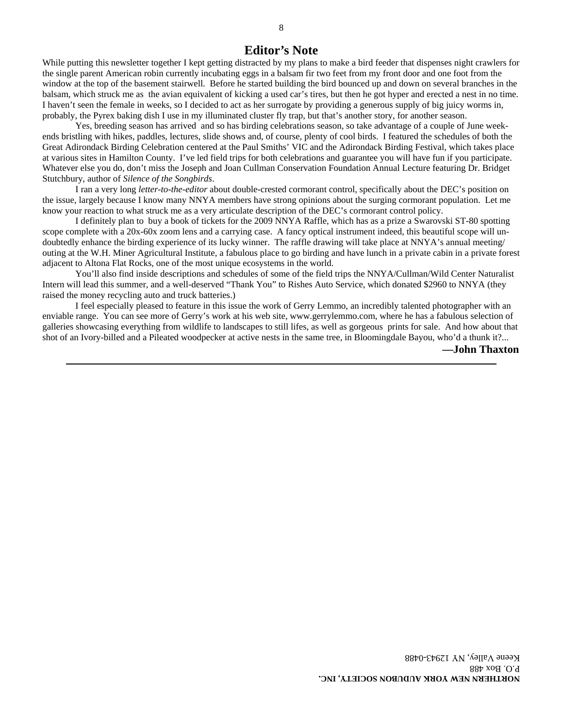## Editor's Note

While putting this newsletter together I kept getting distracted by my plans to make a bird feeder that dispenses night crawlers for the single parent American robin currently incubating eggs in a balsam fir two feet from my front door and one foot from the window at the top of the basement stairwell. Before he started building the bird bounced up and down on several branches in the balsam, which struck me as the avian equivalent of kicking a used car's tires, but then he got hyper and erected a nest in no time. I haven't seen the female in weeks, so I decided to act as her surrogate by providing a generous supply of big juicy worms in, probably, the Pyrex baking dish I use in my illuminated cluster fly trap, but that's another story, for another season.

Yes, breeding season has arrived and so has birding celebrations season, so take advantage of a couple of June week-ends bristling with hikes, paddles, lectures, slide shows and, of course, plenty of cool birds. I featured the schedules of both the Great Adirondack Birding Celebration centered at the Paul Smiths' VIC and the Adirondack Birding Festival, which takes place at various sites in Hamilton County. I've led field trips for both celebrations and guarantee you will have fun if you participate. Whatever else you do, don't miss the Joseph and Joan Cullman Conservation Foundation Annual Lecture featuring Dr. Bridget Stutchbury, author of *Silence of the Songbirds*.

I ran a very long *letter-to-the-editor* about double-crested cormorant control, specifically about the DEC's position on the issue, largely because I know many NNYA members have strong opinions about the surging cormorant population. Let me know your reaction to what struck me as a very articulate description of the DEC's cormorant control policy.

I definitely plan to buy a book of tickets for the 2009 NNYA Raffle, which has as a prize a Swarovski ST-80 spotting scope complete with a 20x-60x zoom lens and a carrying case. A fancy optical instrument indeed, this beautiful scope will un-doubtedly enhance the birding experience of its lucky winner. The raffle drawing will take place at NNYA's annual meeting/ outing at the W.H. Miner Agricultural Institute, a fabulous place to go birding and have lunch in a private cabin in a private forest adjacent to Altona Flat Rocks, one of the most unique ecosystems in the world.

You'll also find inside descriptions and schedules of some of the field trips the NNYA/Cullman/Wild Center Naturalist Intern will lead this summer, and a well-deserved "Thank You" to Rishes Auto Service, which donated $2960 to NNYA (they raised the money recycling auto and truck batteries.)

I feel especially pleased to feature in this issue the work of Gerry Lemmo, an incredibly talented photographer with an enviable range. You can see more of Gerry's work at his web site, www.gerrylemmo.com, where he has a fabulous selection of galleries showcasing everything from wildlife to landscapes to still lifes, as well as gorgeous prints for sale. And how about that shot of an Ivory-billed and a Pileated woodpecker at active nests in the same tree, in Bloomingdale Bayou, who'd a thunk it?...

**—John Thaxton**

---

**NORTHERN NEW YORK AUDUBON SOCIETY, INC.**
P.O. Box 488
Keene Valley, NY 12943-0488